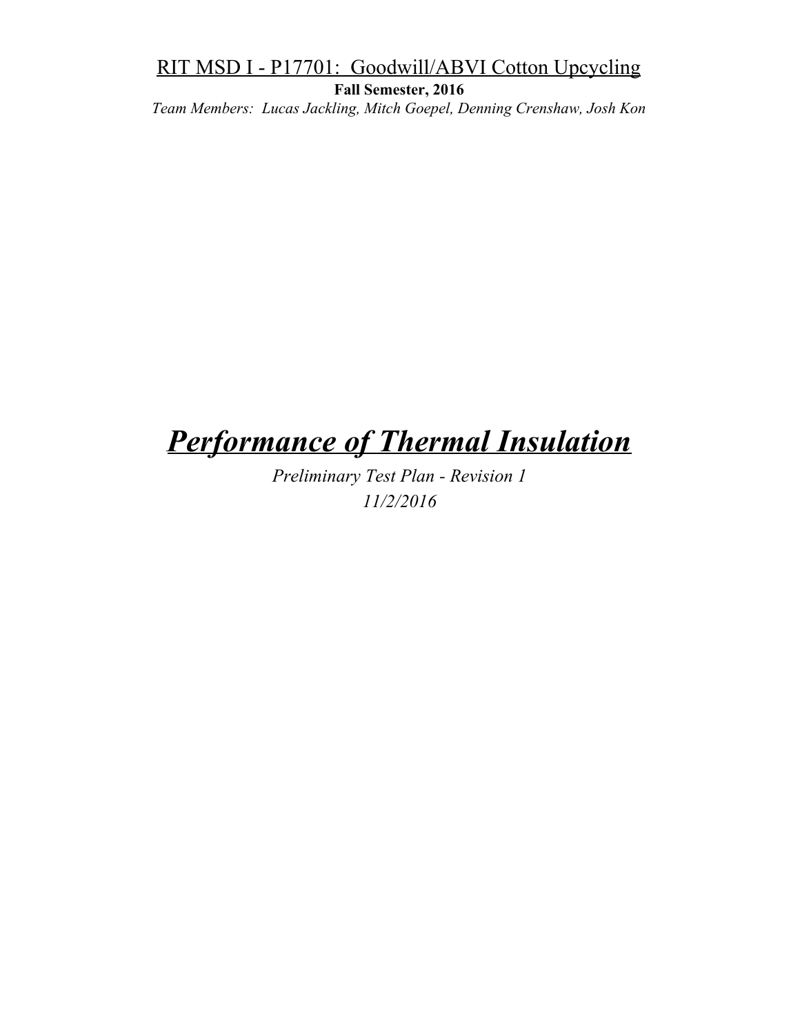RIT MSD I - P17701: Goodwill/ABVI Cotton Upcycling

**Fall Semester, 2016**

*Team Members: Lucas Jackling, Mitch Goepel, Denning Crenshaw, Josh Kon*

# ***Performance of Thermal Insulation***

*Preliminary Test Plan - Revision 1*

*11/2/2016*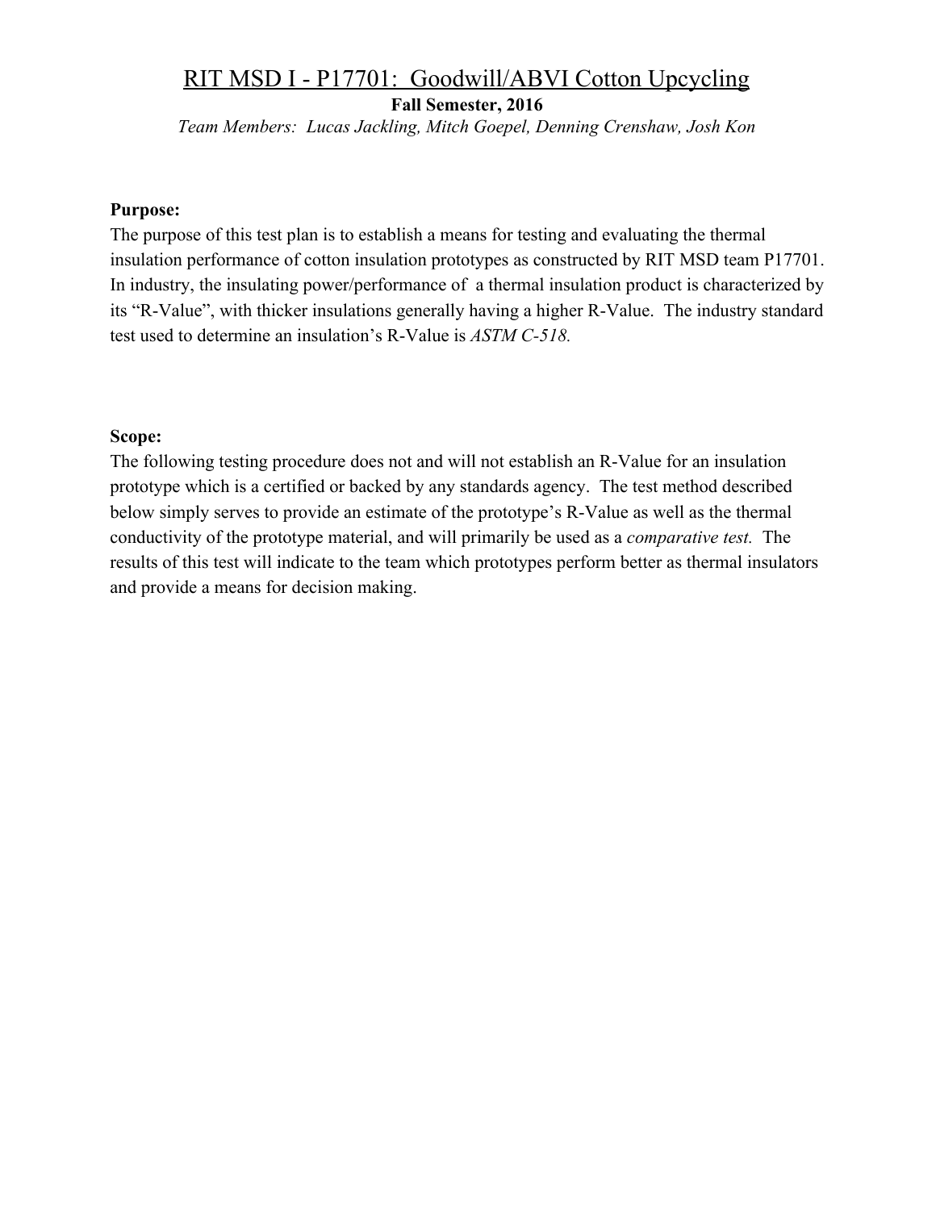# RIT MSD I - P17701: Goodwill/ABVI Cotton Upcycling

**Fall Semester, 2016**

*Team Members: Lucas Jackling, Mitch Goepel, Denning Crenshaw, Josh Kon*

**Purpose:**

The purpose of this test plan is to establish a means for testing and evaluating the thermal insulation performance of cotton insulation prototypes as constructed by RIT MSD team P17701. In industry, the insulating power/performance of a thermal insulation product is characterized by its "R-Value", with thicker insulations generally having a higher R-Value. The industry standard test used to determine an insulation's R-Value is *ASTM C-518.*

**Scope:**

The following testing procedure does not and will not establish an R-Value for an insulation prototype which is a certified or backed by any standards agency. The test method described below simply serves to provide an estimate of the prototype's R-Value as well as the thermal conductivity of the prototype material, and will primarily be used as a *comparative test.* The results of this test will indicate to the team which prototypes perform better as thermal insulators and provide a means for decision making.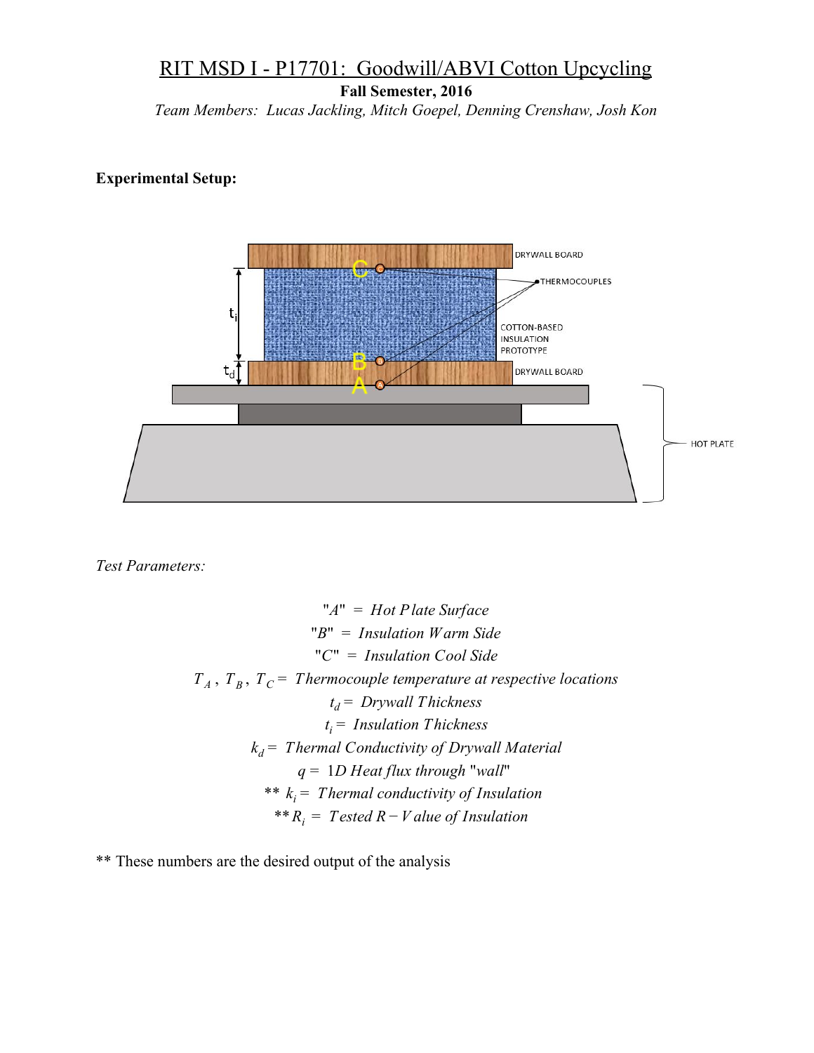# RIT MSD I - P17701: Goodwill/ABVI Cotton Upcycling

**Fall Semester, 2016**

*Team Members: Lucas Jackling, Mitch Goepel, Denning Crenshaw, Josh Kon*

**Experimental Setup:**

*Test Parameters:*

$$"A" = \textit{Hot Plate Surface}$$

$$"B" = \textit{Insulation Warm Side}$$

$$"C" = \textit{Insulation Cool Side}$$

$$T_A,\ T_B,\ T_C = \textit{Thermocouple temperature at respective locations}$$

$$t_d = \textit{Drywall Thickness}$$

$$t_i = \textit{Insulation Thickness}$$

$$k_d = \textit{Thermal Conductivity of Drywall Material}$$

$$q = \textit{1D Heat flux through "wall"}$$

$$^{**}\ k_i = \textit{Thermal conductivity of Insulation}$$

$$^{**}R_i = \textit{Tested R-Value of Insulation}$$

** These numbers are the desired output of the analysis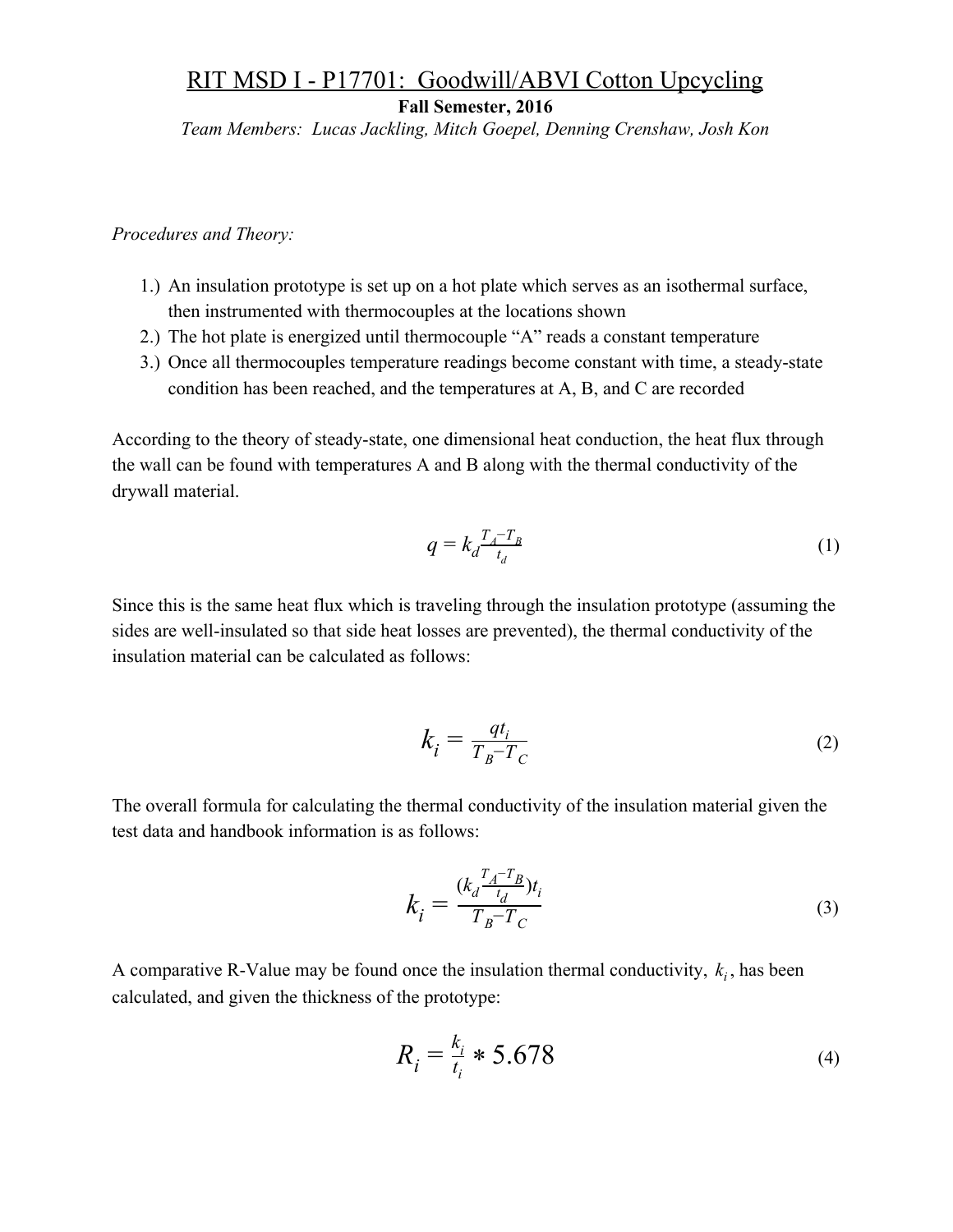# RIT MSD I - P17701: Goodwill/ABVI Cotton Upcycling

**Fall Semester, 2016**

*Team Members: Lucas Jackling, Mitch Goepel, Denning Crenshaw, Josh Kon*

*Procedures and Theory:*

1.) An insulation prototype is set up on a hot plate which serves as an isothermal surface, then instrumented with thermocouples at the locations shown
2.) The hot plate is energized until thermocouple "A" reads a constant temperature
3.) Once all thermocouples temperature readings become constant with time, a steady-state condition has been reached, and the temperatures at A, B, and C are recorded

According to the theory of steady-state, one dimensional heat conduction, the heat flux through the wall can be found with temperatures A and B along with the thermal conductivity of the drywall material.

$$q = k_d \frac{T_A - T_B}{t_d} \tag{1}$$

Since this is the same heat flux which is traveling through the insulation prototype (assuming the sides are well-insulated so that side heat losses are prevented), the thermal conductivity of the insulation material can be calculated as follows:

$$k_i = \frac{q t_i}{T_B - T_C} \tag{2}$$

The overall formula for calculating the thermal conductivity of the insulation material given the test data and handbook information is as follows:

$$k_i = \frac{\left(k_d \frac{T_A - T_B}{t_d}\right) t_i}{T_B - T_C} \tag{3}$$

A comparative R-Value may be found once the insulation thermal conductivity, $k_i$, has been calculated, and given the thickness of the prototype:

$$R_i = \frac{k_i}{t_i} * 5.678 \tag{4}$$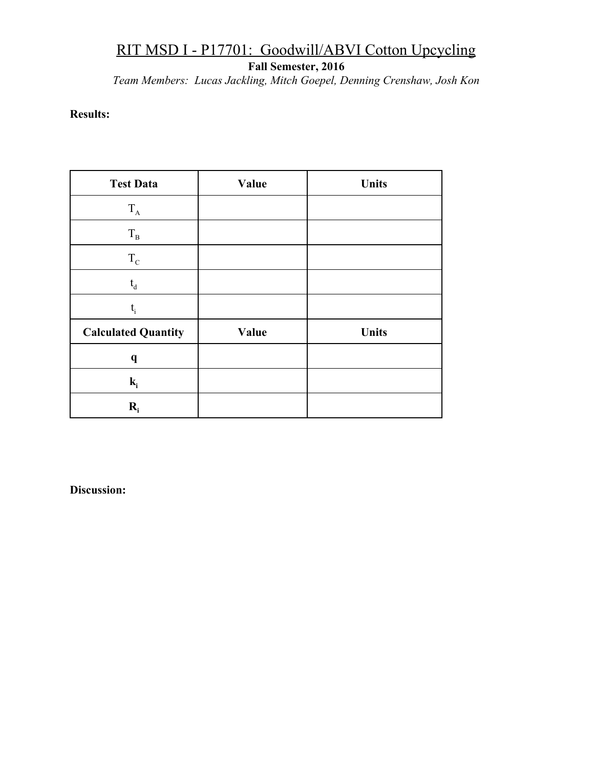# RIT MSD I - P17701: Goodwill/ABVI Cotton Upcycling

**Fall Semester, 2016**

*Team Members: Lucas Jackling, Mitch Goepel, Denning Crenshaw, Josh Kon*

**Results:**

| **Test Data** | **Value** | **Units** |
|---|---|---|
| $T_A$ | | |
| $T_B$ | | |
| $T_C$ | | |
| $t_d$ | | |
| $t_i$ | | |
| **Calculated Quantity** | **Value** | **Units** |
| **q** | | |
| $\mathbf{k_i}$ | | |
| $\mathbf{R_i}$ | | |

**Discussion:**